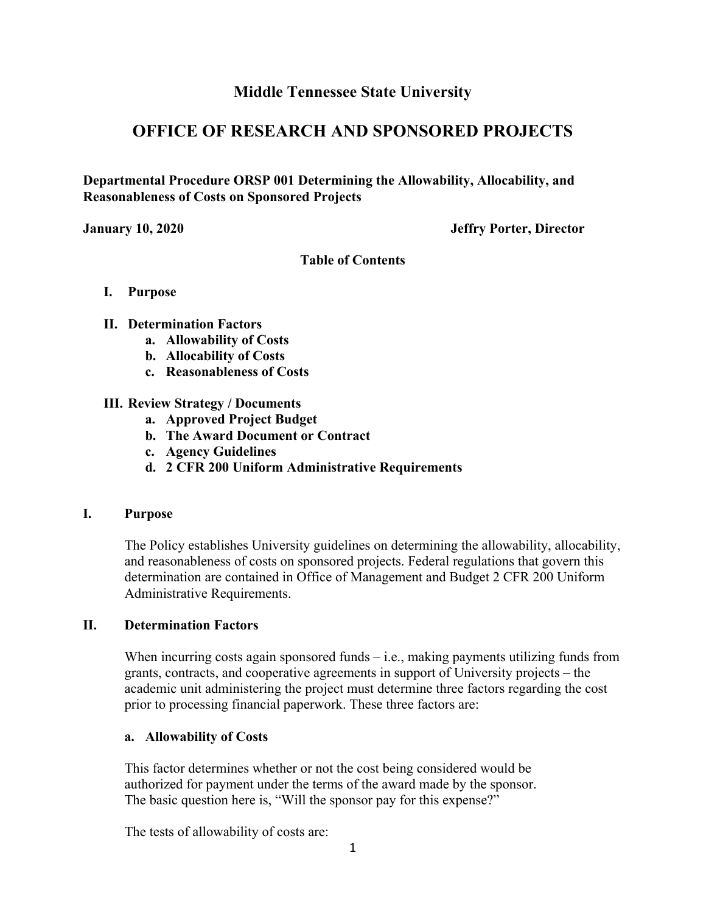# Middle Tennessee State University

# OFFICE OF RESEARCH AND SPONSORED PROJECTS

**Departmental Procedure ORSP 001 Determining the Allowability, Allocability, and Reasonableness of Costs on Sponsored Projects**

**January 10, 2020** **Jeffry Porter, Director**

**Table of Contents**

- **I. Purpose**
- **II. Determination Factors**
  - **a. Allowability of Costs**
  - **b. Allocability of Costs**
  - **c. Reasonableness of Costs**
- **III. Review Strategy / Documents**
  - **a. Approved Project Budget**
  - **b. The Award Document or Contract**
  - **c. Agency Guidelines**
  - **d. 2 CFR 200 Uniform Administrative Requirements**

## I. Purpose

The Policy establishes University guidelines on determining the allowability, allocability, and reasonableness of costs on sponsored projects. Federal regulations that govern this determination are contained in Office of Management and Budget 2 CFR 200 Uniform Administrative Requirements.

## II. Determination Factors

When incurring costs again sponsored funds – i.e., making payments utilizing funds from grants, contracts, and cooperative agreements in support of University projects – the academic unit administering the project must determine three factors regarding the cost prior to processing financial paperwork. These three factors are:

### a. Allowability of Costs

This factor determines whether or not the cost being considered would be authorized for payment under the terms of the award made by the sponsor. The basic question here is, "Will the sponsor pay for this expense?"

The tests of allowability of costs are: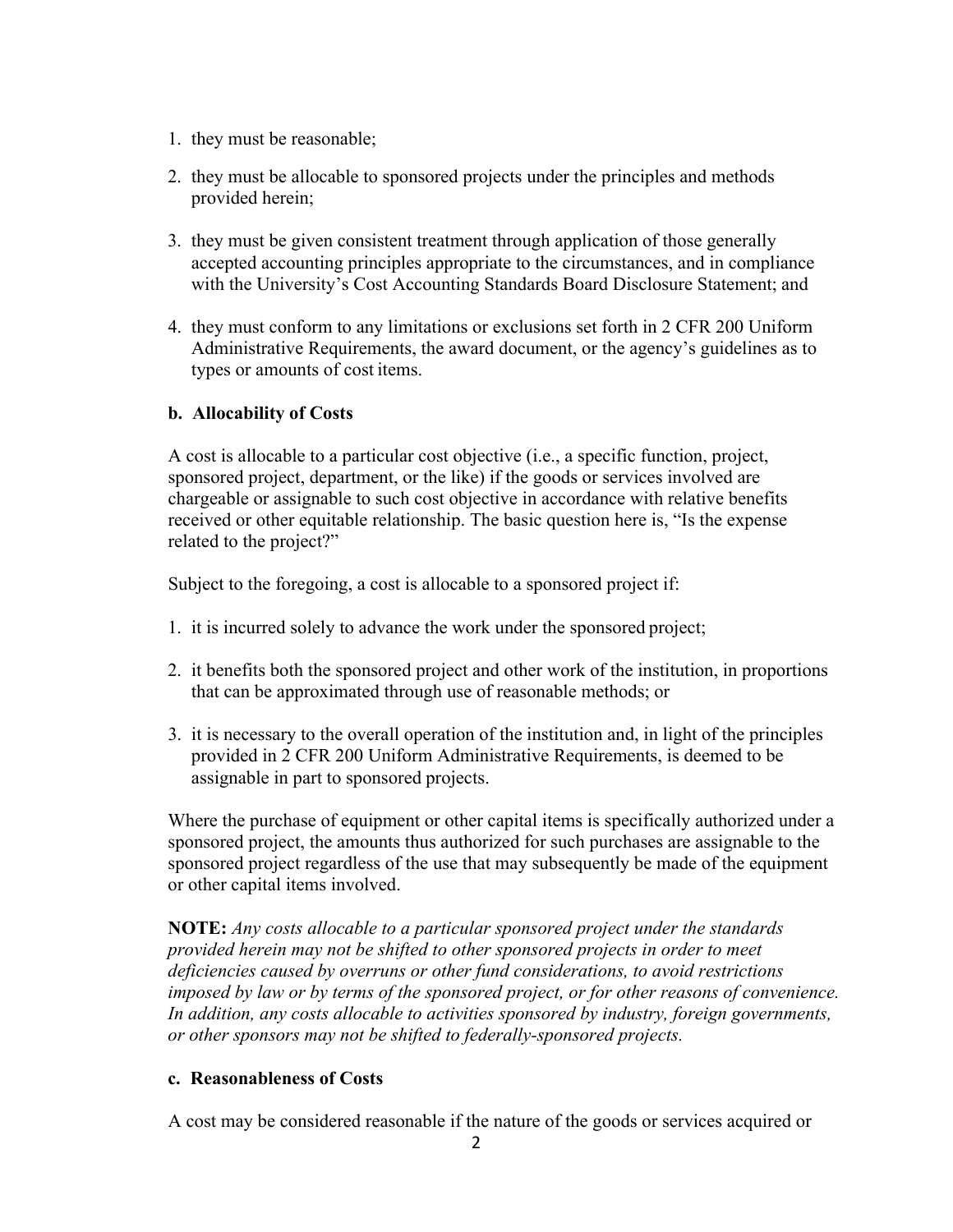1. they must be reasonable;
2. they must be allocable to sponsored projects under the principles and methods provided herein;
3. they must be given consistent treatment through application of those generally accepted accounting principles appropriate to the circumstances, and in compliance with the University's Cost Accounting Standards Board Disclosure Statement; and
4. they must conform to any limitations or exclusions set forth in 2 CFR 200 Uniform Administrative Requirements, the award document, or the agency's guidelines as to types or amounts of cost items.

**b. Allocability of Costs**

A cost is allocable to a particular cost objective (i.e., a specific function, project, sponsored project, department, or the like) if the goods or services involved are chargeable or assignable to such cost objective in accordance with relative benefits received or other equitable relationship. The basic question here is, "Is the expense related to the project?"

Subject to the foregoing, a cost is allocable to a sponsored project if:

1. it is incurred solely to advance the work under the sponsored project;
2. it benefits both the sponsored project and other work of the institution, in proportions that can be approximated through use of reasonable methods; or
3. it is necessary to the overall operation of the institution and, in light of the principles provided in 2 CFR 200 Uniform Administrative Requirements, is deemed to be assignable in part to sponsored projects.

Where the purchase of equipment or other capital items is specifically authorized under a sponsored project, the amounts thus authorized for such purchases are assignable to the sponsored project regardless of the use that may subsequently be made of the equipment or other capital items involved.

**NOTE:** *Any costs allocable to a particular sponsored project under the standards provided herein may not be shifted to other sponsored projects in order to meet deficiencies caused by overruns or other fund considerations, to avoid restrictions imposed by law or by terms of the sponsored project, or for other reasons of convenience. In addition, any costs allocable to activities sponsored by industry, foreign governments, or other sponsors may not be shifted to federally-sponsored projects.*

**c. Reasonableness of Costs**

A cost may be considered reasonable if the nature of the goods or services acquired or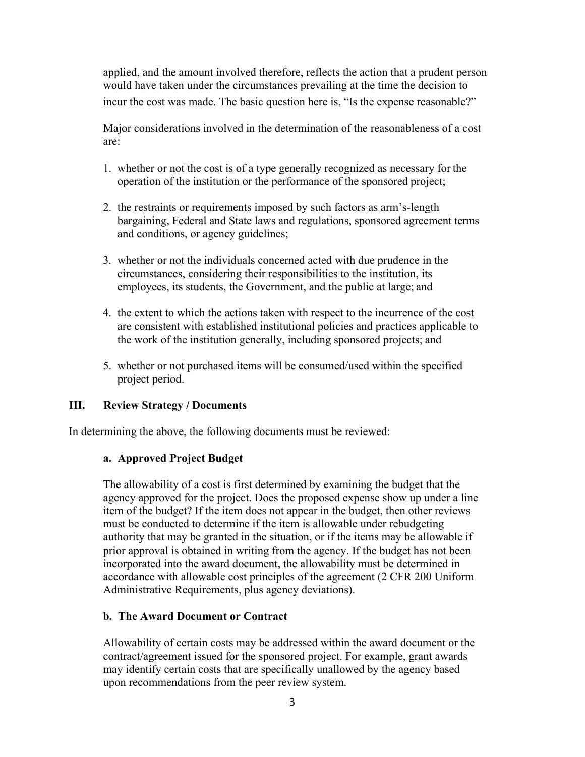applied, and the amount involved therefore, reflects the action that a prudent person would have taken under the circumstances prevailing at the time the decision to incur the cost was made. The basic question here is, "Is the expense reasonable?"

Major considerations involved in the determination of the reasonableness of a cost are:

1. whether or not the cost is of a type generally recognized as necessary for the operation of the institution or the performance of the sponsored project;

2. the restraints or requirements imposed by such factors as arm's-length bargaining, Federal and State laws and regulations, sponsored agreement terms and conditions, or agency guidelines;

3. whether or not the individuals concerned acted with due prudence in the circumstances, considering their responsibilities to the institution, its employees, its students, the Government, and the public at large; and

4. the extent to which the actions taken with respect to the incurrence of the cost are consistent with established institutional policies and practices applicable to the work of the institution generally, including sponsored projects; and

5. whether or not purchased items will be consumed/used within the specified project period.

## III. Review Strategy / Documents

In determining the above, the following documents must be reviewed:

### a. Approved Project Budget

The allowability of a cost is first determined by examining the budget that the agency approved for the project. Does the proposed expense show up under a line item of the budget? If the item does not appear in the budget, then other reviews must be conducted to determine if the item is allowable under rebudgeting authority that may be granted in the situation, or if the items may be allowable if prior approval is obtained in writing from the agency. If the budget has not been incorporated into the award document, the allowability must be determined in accordance with allowable cost principles of the agreement (2 CFR 200 Uniform Administrative Requirements, plus agency deviations).

### b. The Award Document or Contract

Allowability of certain costs may be addressed within the award document or the contract/agreement issued for the sponsored project. For example, grant awards may identify certain costs that are specifically unallowed by the agency based upon recommendations from the peer review system.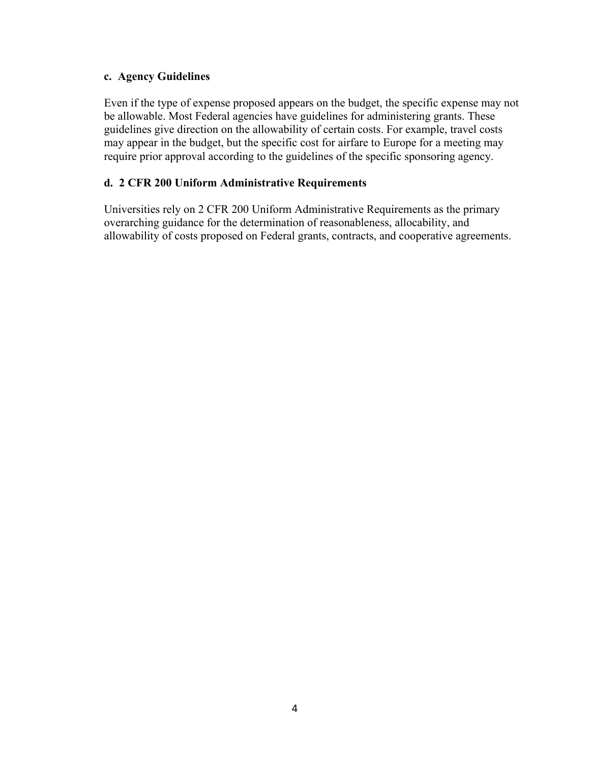### c. Agency Guidelines

Even if the type of expense proposed appears on the budget, the specific expense may not be allowable. Most Federal agencies have guidelines for administering grants. These guidelines give direction on the allowability of certain costs. For example, travel costs may appear in the budget, but the specific cost for airfare to Europe for a meeting may require prior approval according to the guidelines of the specific sponsoring agency.

### d. 2 CFR 200 Uniform Administrative Requirements

Universities rely on 2 CFR 200 Uniform Administrative Requirements as the primary overarching guidance for the determination of reasonableness, allocability, and allowability of costs proposed on Federal grants, contracts, and cooperative agreements.